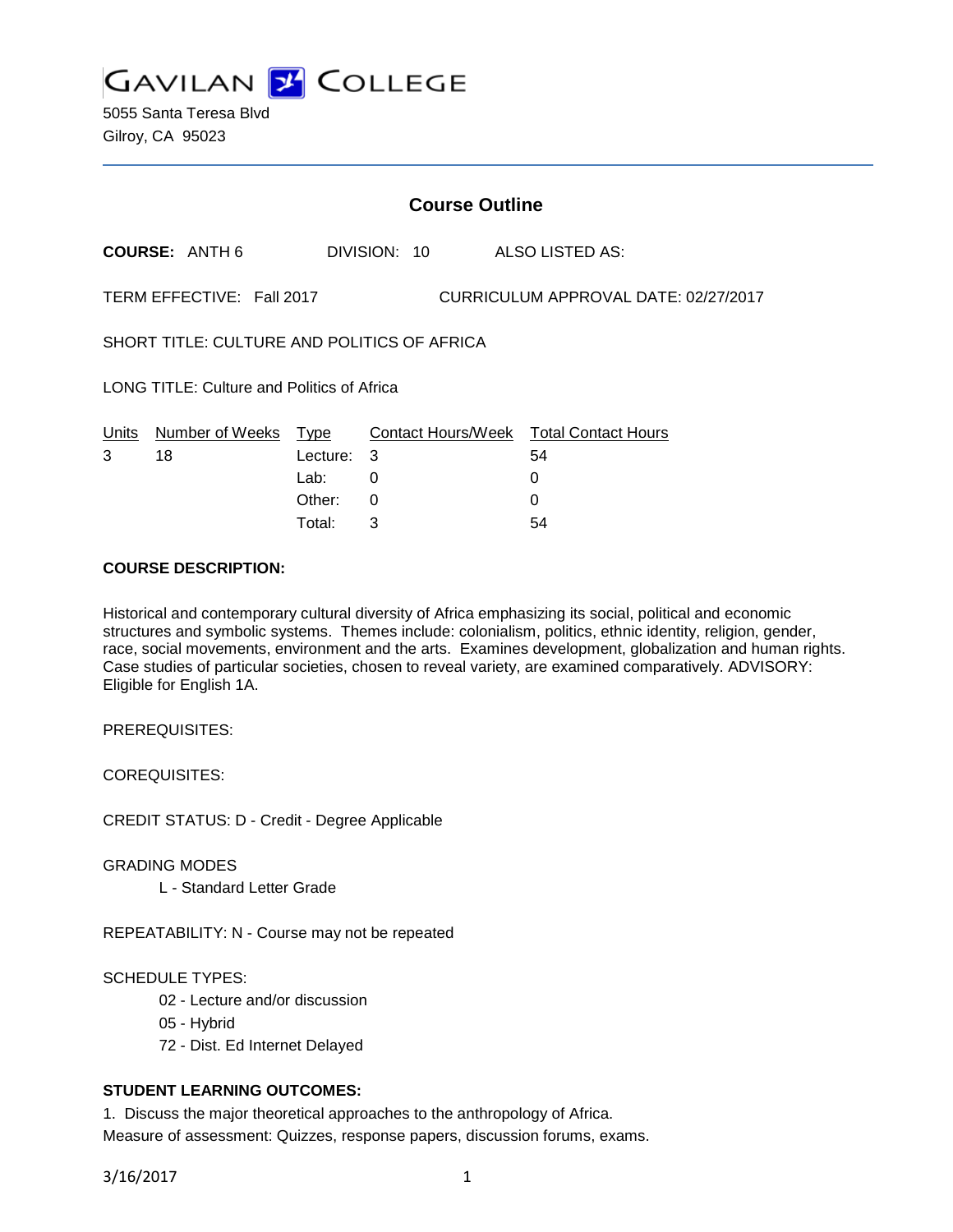# GAVILAN COLLEGE

5055 Santa Teresa Blvd
Gilroy, CA 95023

## Course Outline

**COURSE:** ANTH 6 DIVISION: 10 ALSO LISTED AS:

TERM EFFECTIVE: Fall 2017 CURRICULUM APPROVAL DATE: 02/27/2017

SHORT TITLE: CULTURE AND POLITICS OF AFRICA

LONG TITLE: Culture and Politics of Africa

| Units | Number of Weeks | Type | Contact Hours/Week | Total Contact Hours |
|---|---|---|---|---|
| 3 | 18 | Lecture: | 3 | 54 |
| | | Lab: | 0 | 0 |
| | | Other: | 0 | 0 |
| | | Total: | 3 | 54 |

**COURSE DESCRIPTION:**

Historical and contemporary cultural diversity of Africa emphasizing its social, political and economic structures and symbolic systems. Themes include: colonialism, politics, ethnic identity, religion, gender, race, social movements, environment and the arts. Examines development, globalization and human rights. Case studies of particular societies, chosen to reveal variety, are examined comparatively. ADVISORY: Eligible for English 1A.

PREREQUISITES:

COREQUISITES:

CREDIT STATUS: D - Credit - Degree Applicable

GRADING MODES

L - Standard Letter Grade

REPEATABILITY: N - Course may not be repeated

SCHEDULE TYPES:

02 - Lecture and/or discussion
05 - Hybrid
72 - Dist. Ed Internet Delayed

**STUDENT LEARNING OUTCOMES:**

1. Discuss the major theoretical approaches to the anthropology of Africa.
Measure of assessment: Quizzes, response papers, discussion forums, exams.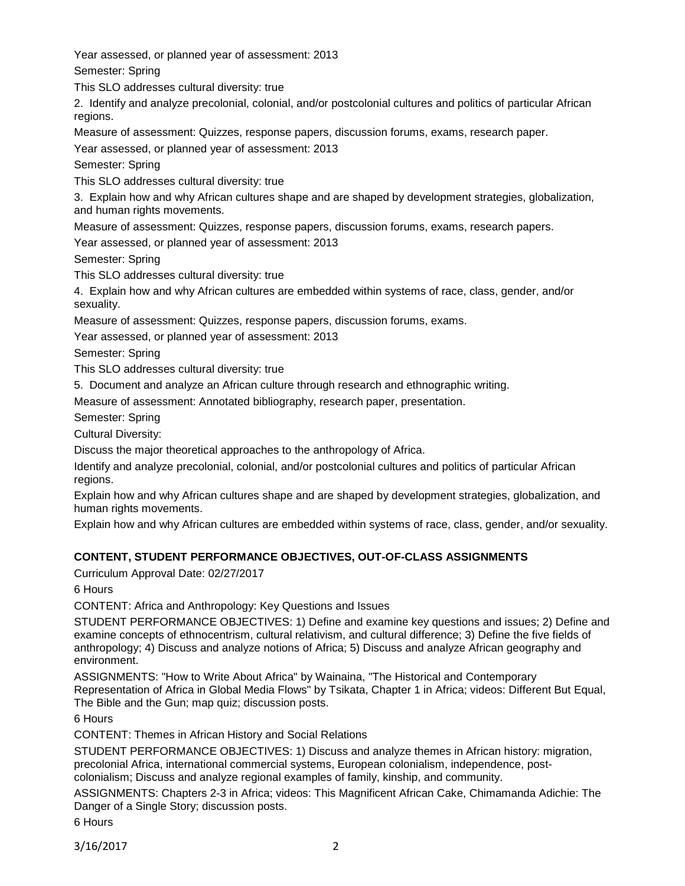Year assessed, or planned year of assessment: 2013

Semester: Spring

This SLO addresses cultural diversity: true

2. Identify and analyze precolonial, colonial, and/or postcolonial cultures and politics of particular African regions.

Measure of assessment: Quizzes, response papers, discussion forums, exams, research paper.

Year assessed, or planned year of assessment: 2013

Semester: Spring

This SLO addresses cultural diversity: true

3. Explain how and why African cultures shape and are shaped by development strategies, globalization, and human rights movements.

Measure of assessment: Quizzes, response papers, discussion forums, exams, research papers.

Year assessed, or planned year of assessment: 2013

Semester: Spring

This SLO addresses cultural diversity: true

4. Explain how and why African cultures are embedded within systems of race, class, gender, and/or sexuality.

Measure of assessment: Quizzes, response papers, discussion forums, exams.

Year assessed, or planned year of assessment: 2013

Semester: Spring

This SLO addresses cultural diversity: true

5. Document and analyze an African culture through research and ethnographic writing.

Measure of assessment: Annotated bibliography, research paper, presentation.

Semester: Spring

Cultural Diversity:

Discuss the major theoretical approaches to the anthropology of Africa.

Identify and analyze precolonial, colonial, and/or postcolonial cultures and politics of particular African regions.

Explain how and why African cultures shape and are shaped by development strategies, globalization, and human rights movements.

Explain how and why African cultures are embedded within systems of race, class, gender, and/or sexuality.

## CONTENT, STUDENT PERFORMANCE OBJECTIVES, OUT-OF-CLASS ASSIGNMENTS

Curriculum Approval Date: 02/27/2017

6 Hours

CONTENT: Africa and Anthropology: Key Questions and Issues

STUDENT PERFORMANCE OBJECTIVES: 1) Define and examine key questions and issues; 2) Define and examine concepts of ethnocentrism, cultural relativism, and cultural difference; 3) Define the five fields of anthropology; 4) Discuss and analyze notions of Africa; 5) Discuss and analyze African geography and environment.

ASSIGNMENTS: "How to Write About Africa" by Wainaina, "The Historical and Contemporary Representation of Africa in Global Media Flows" by Tsikata, Chapter 1 in Africa; videos: Different But Equal, The Bible and the Gun; map quiz; discussion posts.

6 Hours

CONTENT: Themes in African History and Social Relations

STUDENT PERFORMANCE OBJECTIVES: 1) Discuss and analyze themes in African history: migration, precolonial Africa, international commercial systems, European colonialism, independence, post-colonialism; Discuss and analyze regional examples of family, kinship, and community.

ASSIGNMENTS: Chapters 2-3 in Africa; videos: This Magnificent African Cake, Chimamanda Adichie: The Danger of a Single Story; discussion posts.

6 Hours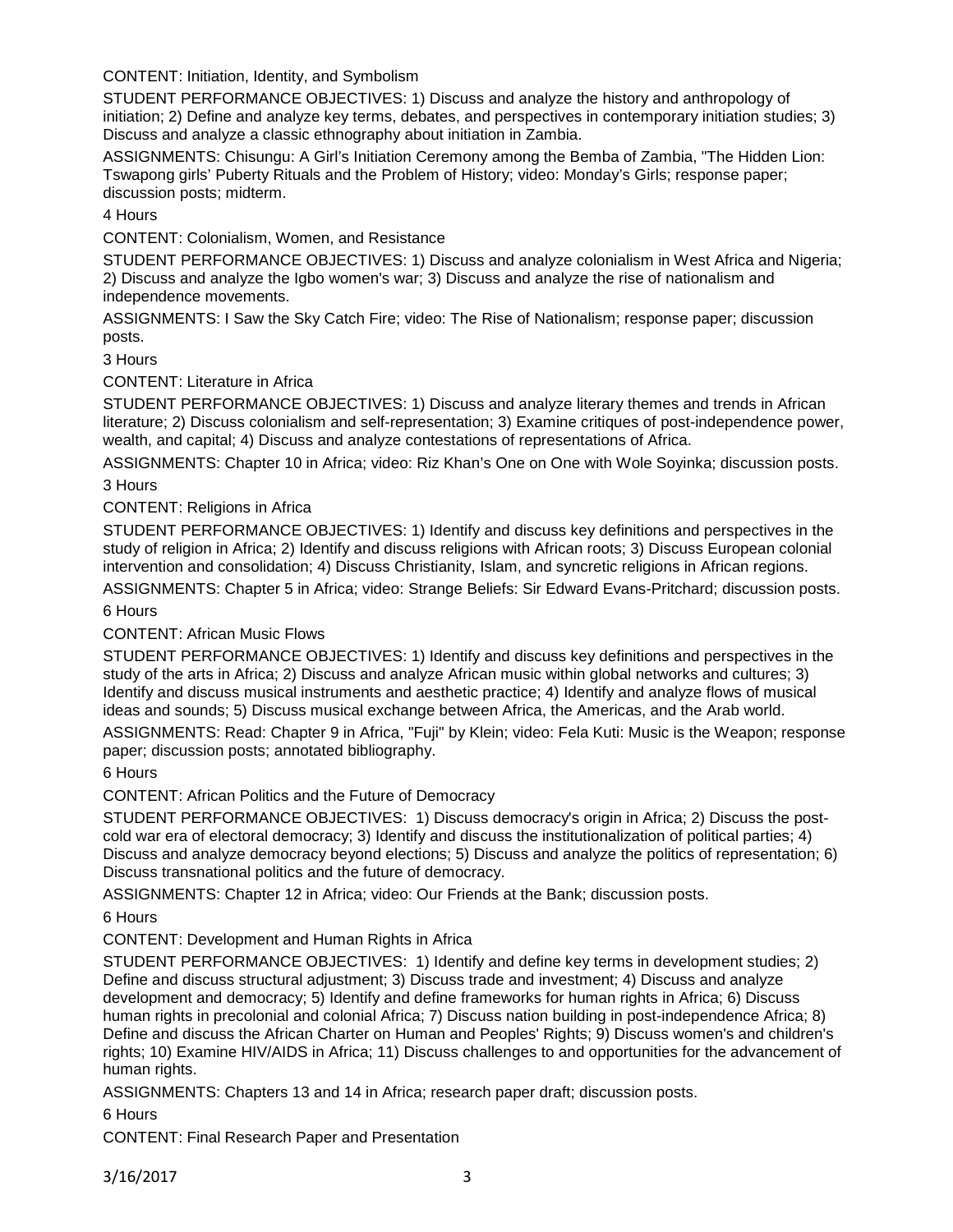CONTENT: Initiation, Identity, and Symbolism

STUDENT PERFORMANCE OBJECTIVES: 1) Discuss and analyze the history and anthropology of initiation; 2) Define and analyze key terms, debates, and perspectives in contemporary initiation studies; 3) Discuss and analyze a classic ethnography about initiation in Zambia.

ASSIGNMENTS: Chisungu: A Girl's Initiation Ceremony among the Bemba of Zambia, "The Hidden Lion: Tswapong girls' Puberty Rituals and the Problem of History; video: Monday's Girls; response paper; discussion posts; midterm.

4 Hours

CONTENT: Colonialism, Women, and Resistance

STUDENT PERFORMANCE OBJECTIVES: 1) Discuss and analyze colonialism in West Africa and Nigeria; 2) Discuss and analyze the Igbo women's war; 3) Discuss and analyze the rise of nationalism and independence movements.

ASSIGNMENTS: I Saw the Sky Catch Fire; video: The Rise of Nationalism; response paper; discussion posts.

3 Hours

CONTENT: Literature in Africa

STUDENT PERFORMANCE OBJECTIVES: 1) Discuss and analyze literary themes and trends in African literature; 2) Discuss colonialism and self-representation; 3) Examine critiques of post-independence power, wealth, and capital; 4) Discuss and analyze contestations of representations of Africa.

ASSIGNMENTS: Chapter 10 in Africa; video: Riz Khan's One on One with Wole Soyinka; discussion posts.

3 Hours

CONTENT: Religions in Africa

STUDENT PERFORMANCE OBJECTIVES: 1) Identify and discuss key definitions and perspectives in the study of religion in Africa; 2) Identify and discuss religions with African roots; 3) Discuss European colonial intervention and consolidation; 4) Discuss Christianity, Islam, and syncretic religions in African regions.

ASSIGNMENTS: Chapter 5 in Africa; video: Strange Beliefs: Sir Edward Evans-Pritchard; discussion posts.

6 Hours

CONTENT: African Music Flows

STUDENT PERFORMANCE OBJECTIVES: 1) Identify and discuss key definitions and perspectives in the study of the arts in Africa; 2) Discuss and analyze African music within global networks and cultures; 3) Identify and discuss musical instruments and aesthetic practice; 4) Identify and analyze flows of musical ideas and sounds; 5) Discuss musical exchange between Africa, the Americas, and the Arab world.

ASSIGNMENTS: Read: Chapter 9 in Africa, "Fuji" by Klein; video: Fela Kuti: Music is the Weapon; response paper; discussion posts; annotated bibliography.

6 Hours

CONTENT: African Politics and the Future of Democracy

STUDENT PERFORMANCE OBJECTIVES: 1) Discuss democracy's origin in Africa; 2) Discuss the post-cold war era of electoral democracy; 3) Identify and discuss the institutionalization of political parties; 4) Discuss and analyze democracy beyond elections; 5) Discuss and analyze the politics of representation; 6) Discuss transnational politics and the future of democracy.

ASSIGNMENTS: Chapter 12 in Africa; video: Our Friends at the Bank; discussion posts.

6 Hours

CONTENT: Development and Human Rights in Africa

STUDENT PERFORMANCE OBJECTIVES: 1) Identify and define key terms in development studies; 2) Define and discuss structural adjustment; 3) Discuss trade and investment; 4) Discuss and analyze development and democracy; 5) Identify and define frameworks for human rights in Africa; 6) Discuss human rights in precolonial and colonial Africa; 7) Discuss nation building in post-independence Africa; 8) Define and discuss the African Charter on Human and Peoples' Rights; 9) Discuss women's and children's rights; 10) Examine HIV/AIDS in Africa; 11) Discuss challenges to and opportunities for the advancement of human rights.

ASSIGNMENTS: Chapters 13 and 14 in Africa; research paper draft; discussion posts.

6 Hours

CONTENT: Final Research Paper and Presentation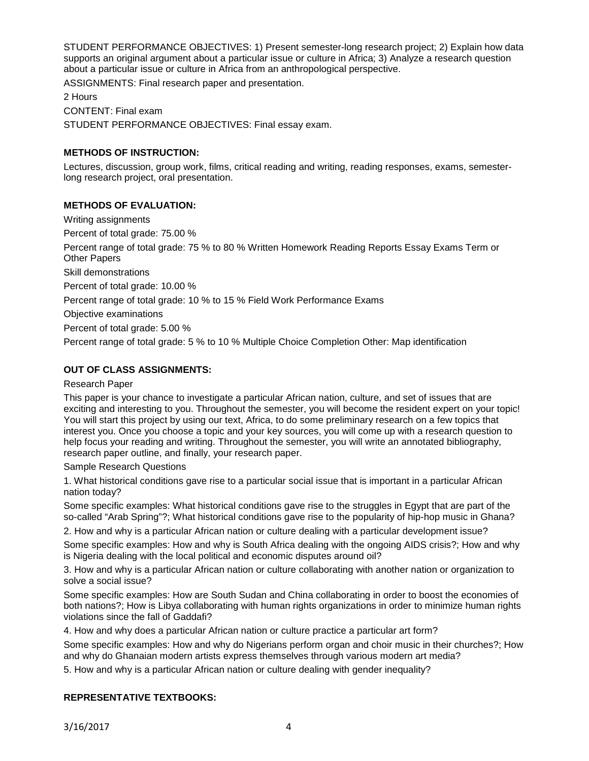STUDENT PERFORMANCE OBJECTIVES: 1) Present semester-long research project; 2) Explain how data supports an original argument about a particular issue or culture in Africa; 3) Analyze a research question about a particular issue or culture in Africa from an anthropological perspective.

ASSIGNMENTS: Final research paper and presentation.

2 Hours

CONTENT: Final exam

STUDENT PERFORMANCE OBJECTIVES: Final essay exam.

## METHODS OF INSTRUCTION:

Lectures, discussion, group work, films, critical reading and writing, reading responses, exams, semester-long research project, oral presentation.

## METHODS OF EVALUATION:

Writing assignments

Percent of total grade: 75.00 %

Percent range of total grade: 75 % to 80 % Written Homework Reading Reports Essay Exams Term or Other Papers

Skill demonstrations

Percent of total grade: 10.00 %

Percent range of total grade: 10 % to 15 % Field Work Performance Exams

Objective examinations

Percent of total grade: 5.00 %

Percent range of total grade: 5 % to 10 % Multiple Choice Completion Other: Map identification

## OUT OF CLASS ASSIGNMENTS:

Research Paper

This paper is your chance to investigate a particular African nation, culture, and set of issues that are exciting and interesting to you. Throughout the semester, you will become the resident expert on your topic! You will start this project by using our text, Africa, to do some preliminary research on a few topics that interest you. Once you choose a topic and your key sources, you will come up with a research question to help focus your reading and writing. Throughout the semester, you will write an annotated bibliography, research paper outline, and finally, your research paper.

Sample Research Questions

1. What historical conditions gave rise to a particular social issue that is important in a particular African nation today?

Some specific examples: What historical conditions gave rise to the struggles in Egypt that are part of the so-called "Arab Spring"?; What historical conditions gave rise to the popularity of hip-hop music in Ghana?

2. How and why is a particular African nation or culture dealing with a particular development issue?

Some specific examples: How and why is South Africa dealing with the ongoing AIDS crisis?; How and why is Nigeria dealing with the local political and economic disputes around oil?

3. How and why is a particular African nation or culture collaborating with another nation or organization to solve a social issue?

Some specific examples: How are South Sudan and China collaborating in order to boost the economies of both nations?; How is Libya collaborating with human rights organizations in order to minimize human rights violations since the fall of Gaddafi?

4. How and why does a particular African nation or culture practice a particular art form?

Some specific examples: How and why do Nigerians perform organ and choir music in their churches?; How and why do Ghanaian modern artists express themselves through various modern art media?

5. How and why is a particular African nation or culture dealing with gender inequality?

## REPRESENTATIVE TEXTBOOKS: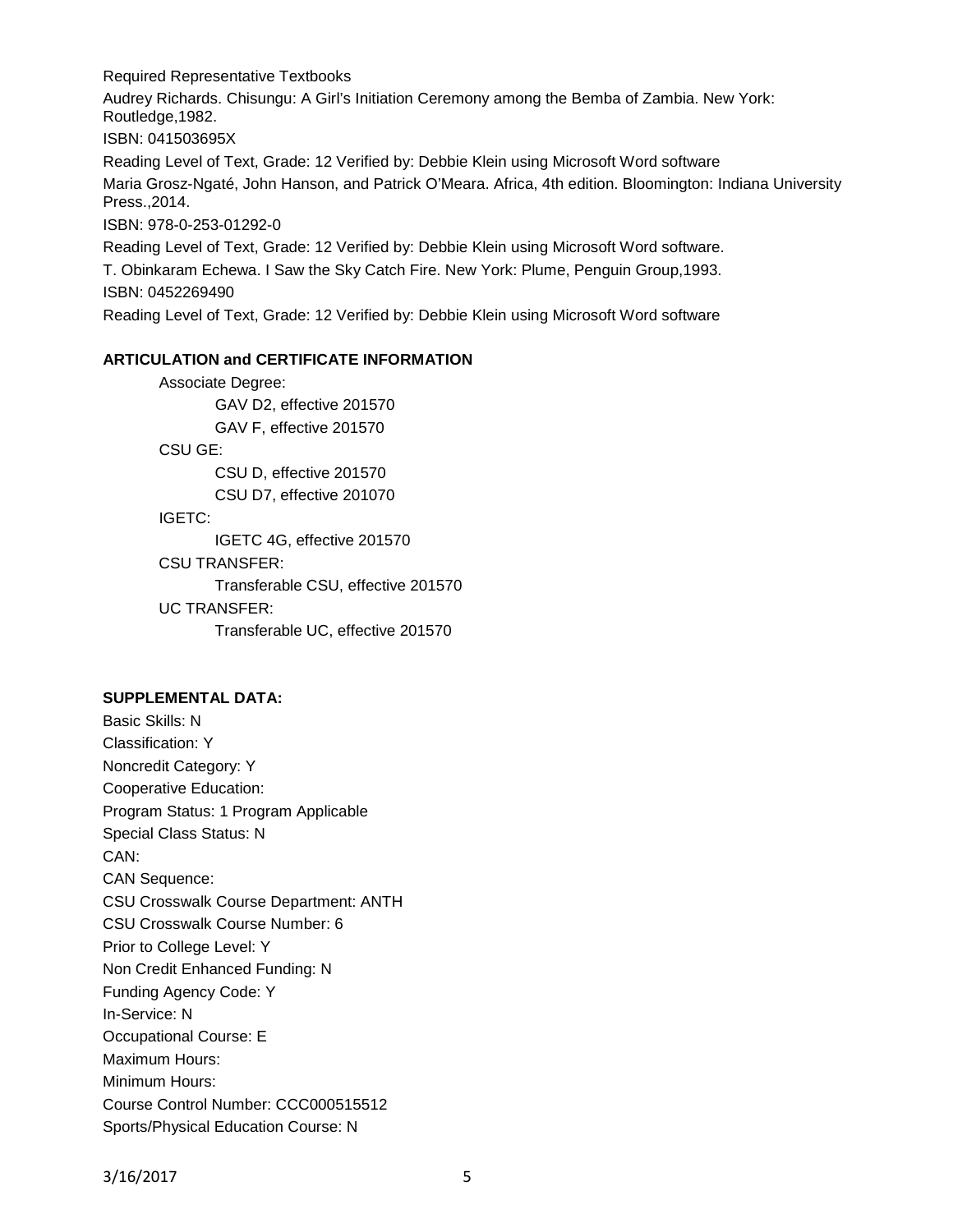Required Representative Textbooks

Audrey Richards. Chisungu: A Girl's Initiation Ceremony among the Bemba of Zambia. New York: Routledge,1982.

ISBN: 041503695X

Reading Level of Text, Grade: 12 Verified by: Debbie Klein using Microsoft Word software

Maria Grosz-Ngaté, John Hanson, and Patrick O'Meara. Africa, 4th edition. Bloomington: Indiana University Press.,2014.

ISBN: 978-0-253-01292-0

Reading Level of Text, Grade: 12 Verified by: Debbie Klein using Microsoft Word software.

T. Obinkaram Echewa. I Saw the Sky Catch Fire. New York: Plume, Penguin Group,1993.

ISBN: 0452269490

Reading Level of Text, Grade: 12 Verified by: Debbie Klein using Microsoft Word software

**ARTICULATION and CERTIFICATE INFORMATION**

Associate Degree:
- GAV D2, effective 201570
- GAV F, effective 201570

CSU GE:
- CSU D, effective 201570
- CSU D7, effective 201070

IGETC:
- IGETC 4G, effective 201570

CSU TRANSFER:
- Transferable CSU, effective 201570

UC TRANSFER:
- Transferable UC, effective 201570

**SUPPLEMENTAL DATA:**

Basic Skills: N
Classification: Y
Noncredit Category: Y
Cooperative Education:
Program Status: 1 Program Applicable
Special Class Status: N
CAN:
CAN Sequence:
CSU Crosswalk Course Department: ANTH
CSU Crosswalk Course Number: 6
Prior to College Level: Y
Non Credit Enhanced Funding: N
Funding Agency Code: Y
In-Service: N
Occupational Course: E
Maximum Hours:
Minimum Hours:
Course Control Number: CCC000515512
Sports/Physical Education Course: N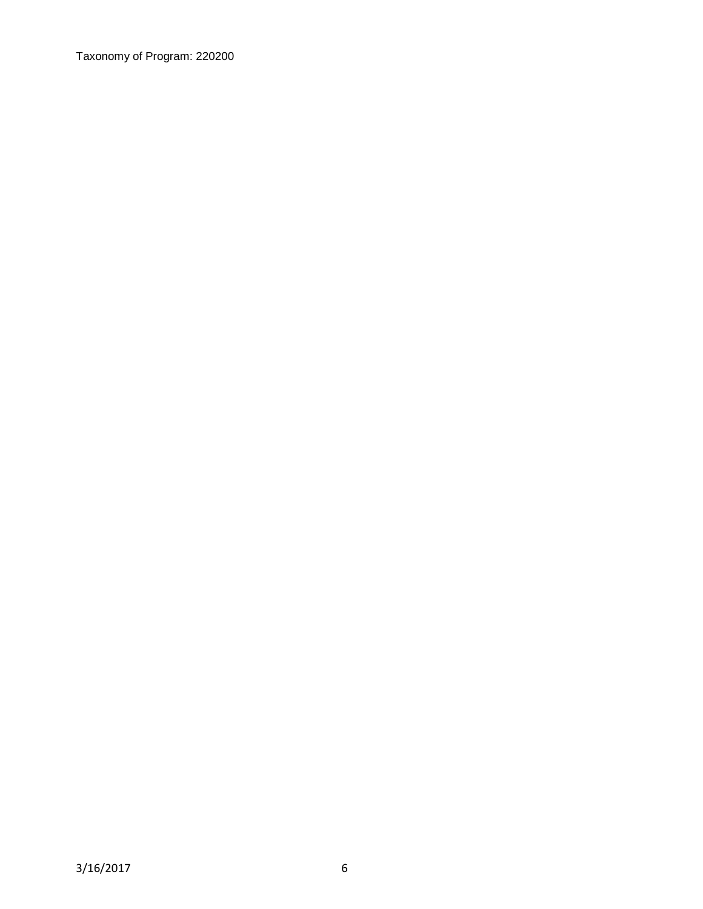Taxonomy of Program: 220200